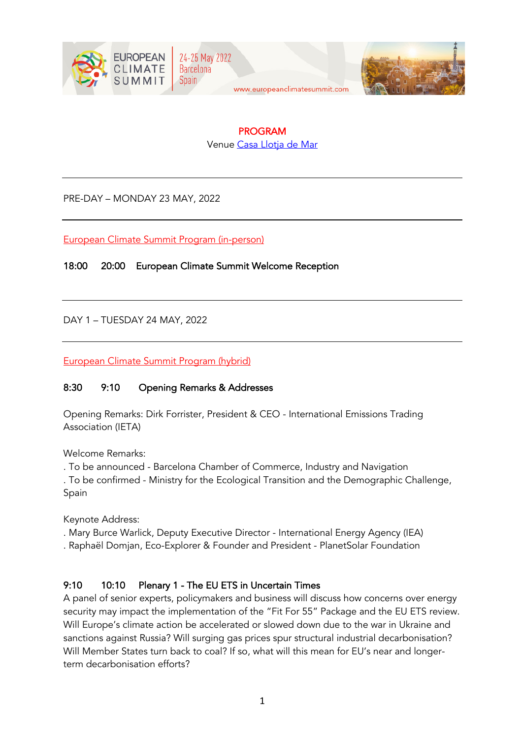EUROPEAN CLIMATE SUMMIT | 24-25 May 2022 Barcelona Spain

www.europeanclimatesummit.com

# PROGRAM

Venue [Casa Llotja de Mar]

---

PRE-DAY – MONDAY 23 MAY, 2022

---

European Climate Summit Program (in-person)

**18:00 20:00 European Climate Summit Welcome Reception**

---

DAY 1 – TUESDAY 24 MAY, 2022

---

European Climate Summit Program (hybrid)

**8:30 9:10 Opening Remarks & Addresses**

Opening Remarks: Dirk Forrister, President & CEO - International Emissions Trading Association (IETA)

Welcome Remarks:
. To be announced - Barcelona Chamber of Commerce, Industry and Navigation
. To be confirmed - Ministry for the Ecological Transition and the Demographic Challenge, Spain

Keynote Address:
. Mary Burce Warlick, Deputy Executive Director - International Energy Agency (IEA)
. Raphaël Domjan, Eco-Explorer & Founder and President - PlanetSolar Foundation

**9:10 10:10 Plenary 1 - The EU ETS in Uncertain Times**

A panel of senior experts, policymakers and business will discuss how concerns over energy security may impact the implementation of the "Fit For 55" Package and the EU ETS review. Will Europe's climate action be accelerated or slowed down due to the war in Ukraine and sanctions against Russia? Will surging gas prices spur structural industrial decarbonisation? Will Member States turn back to coal? If so, what will this mean for EU's near and longer-term decarbonisation efforts?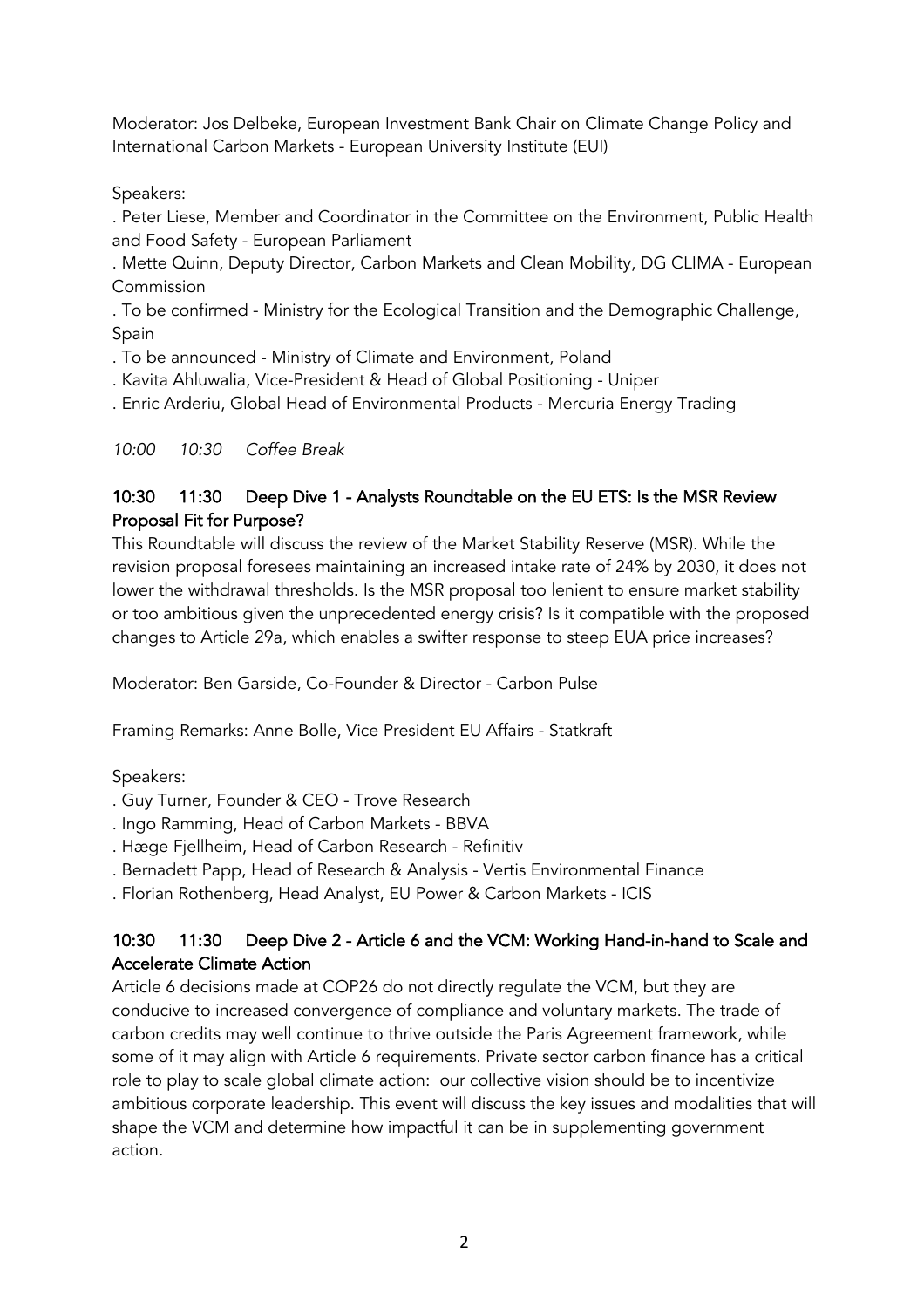Moderator: Jos Delbeke, European Investment Bank Chair on Climate Change Policy and International Carbon Markets - European University Institute (EUI)

Speakers:

. Peter Liese, Member and Coordinator in the Committee on the Environment, Public Health and Food Safety - European Parliament

. Mette Quinn, Deputy Director, Carbon Markets and Clean Mobility, DG CLIMA - European Commission

. To be confirmed - Ministry for the Ecological Transition and the Demographic Challenge, Spain

. To be announced - Ministry of Climate and Environment, Poland

. Kavita Ahluwalia, Vice-President & Head of Global Positioning - Uniper

. Enric Arderiu, Global Head of Environmental Products - Mercuria Energy Trading

*10:00 10:30 Coffee Break*

### 10:30 11:30 Deep Dive 1 - Analysts Roundtable on the EU ETS: Is the MSR Review Proposal Fit for Purpose?

This Roundtable will discuss the review of the Market Stability Reserve (MSR). While the revision proposal foresees maintaining an increased intake rate of 24% by 2030, it does not lower the withdrawal thresholds. Is the MSR proposal too lenient to ensure market stability or too ambitious given the unprecedented energy crisis? Is it compatible with the proposed changes to Article 29a, which enables a swifter response to steep EUA price increases?

Moderator: Ben Garside, Co-Founder & Director - Carbon Pulse

Framing Remarks: Anne Bolle, Vice President EU Affairs - Statkraft

Speakers:

. Guy Turner, Founder & CEO - Trove Research

. Ingo Ramming, Head of Carbon Markets - BBVA

. Hæge Fjellheim, Head of Carbon Research - Refinitiv

. Bernadett Papp, Head of Research & Analysis - Vertis Environmental Finance

. Florian Rothenberg, Head Analyst, EU Power & Carbon Markets - ICIS

### 10:30 11:30 Deep Dive 2 - Article 6 and the VCM: Working Hand-in-hand to Scale and Accelerate Climate Action

Article 6 decisions made at COP26 do not directly regulate the VCM, but they are conducive to increased convergence of compliance and voluntary markets. The trade of carbon credits may well continue to thrive outside the Paris Agreement framework, while some of it may align with Article 6 requirements. Private sector carbon finance has a critical role to play to scale global climate action: our collective vision should be to incentivize ambitious corporate leadership. This event will discuss the key issues and modalities that will shape the VCM and determine how impactful it can be in supplementing government action.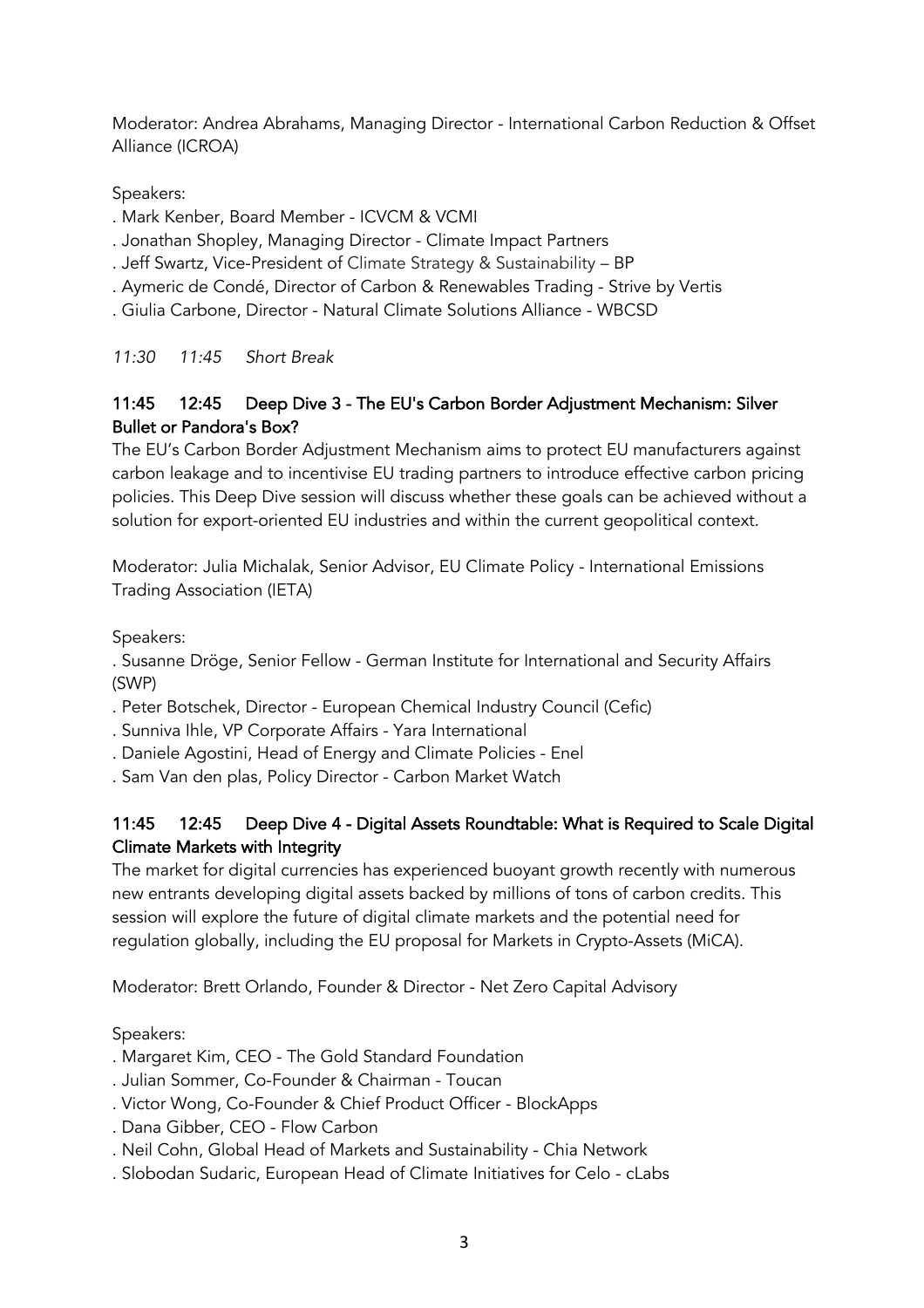Moderator: Andrea Abrahams, Managing Director - International Carbon Reduction & Offset Alliance (ICROA)

Speakers:

. Mark Kenber, Board Member - ICVCM & VCMI
. Jonathan Shopley, Managing Director - Climate Impact Partners
. Jeff Swartz, Vice-President of Climate Strategy & Sustainability – BP
. Aymeric de Condé, Director of Carbon & Renewables Trading - Strive by Vertis
. Giulia Carbone, Director - Natural Climate Solutions Alliance - WBCSD

*11:30 11:45 Short Break*

### 11:45 12:45 Deep Dive 3 - The EU's Carbon Border Adjustment Mechanism: Silver Bullet or Pandora's Box?

The EU's Carbon Border Adjustment Mechanism aims to protect EU manufacturers against carbon leakage and to incentivise EU trading partners to introduce effective carbon pricing policies. This Deep Dive session will discuss whether these goals can be achieved without a solution for export-oriented EU industries and within the current geopolitical context.

Moderator: Julia Michalak, Senior Advisor, EU Climate Policy - International Emissions Trading Association (IETA)

Speakers:

. Susanne Dröge, Senior Fellow - German Institute for International and Security Affairs (SWP)
. Peter Botschek, Director - European Chemical Industry Council (Cefic)
. Sunniva Ihle, VP Corporate Affairs - Yara International
. Daniele Agostini, Head of Energy and Climate Policies - Enel
. Sam Van den plas, Policy Director - Carbon Market Watch

### 11:45 12:45 Deep Dive 4 - Digital Assets Roundtable: What is Required to Scale Digital Climate Markets with Integrity

The market for digital currencies has experienced buoyant growth recently with numerous new entrants developing digital assets backed by millions of tons of carbon credits. This session will explore the future of digital climate markets and the potential need for regulation globally, including the EU proposal for Markets in Crypto-Assets (MiCA).

Moderator: Brett Orlando, Founder & Director - Net Zero Capital Advisory

Speakers:

. Margaret Kim, CEO - The Gold Standard Foundation
. Julian Sommer, Co-Founder & Chairman - Toucan
. Victor Wong, Co-Founder & Chief Product Officer - BlockApps
. Dana Gibber, CEO - Flow Carbon
. Neil Cohn, Global Head of Markets and Sustainability - Chia Network
. Slobodan Sudaric, European Head of Climate Initiatives for Celo - cLabs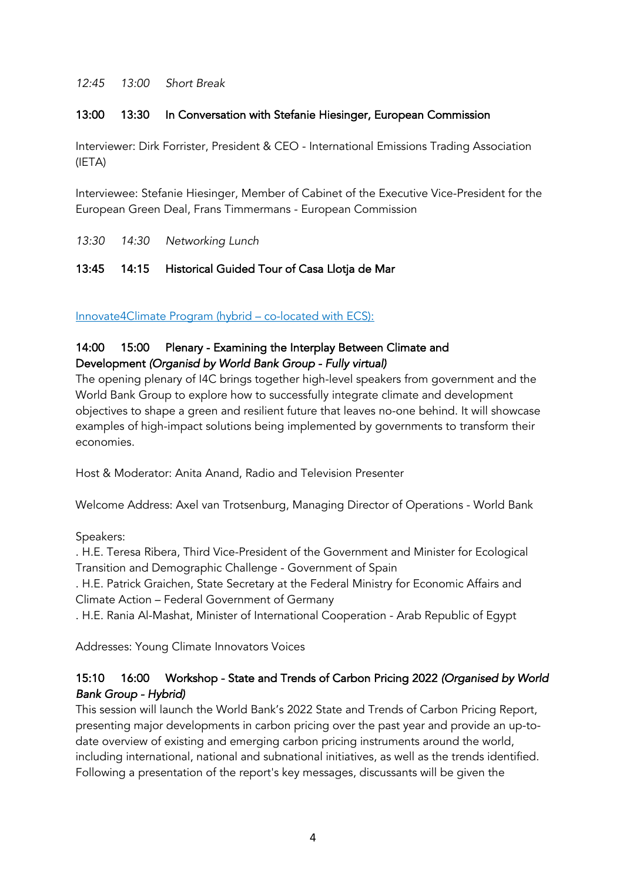*12:45 13:00 Short Break*

**13:00 13:30 In Conversation with Stefanie Hiesinger, European Commission**

Interviewer: Dirk Forrister, President & CEO - International Emissions Trading Association (IETA)

Interviewee: Stefanie Hiesinger, Member of Cabinet of the Executive Vice-President for the European Green Deal, Frans Timmermans - European Commission

*13:30 14:30 Networking Lunch*

**13:45 14:15 Historical Guided Tour of Casa Llotja de Mar**

Innovate4Climate Program (hybrid – co-located with ECS):

**14:00 15:00 Plenary - Examining the Interplay Between Climate and Development *(Organisd by World Bank Group - Fully virtual)***

The opening plenary of I4C brings together high-level speakers from government and the World Bank Group to explore how to successfully integrate climate and development objectives to shape a green and resilient future that leaves no-one behind. It will showcase examples of high-impact solutions being implemented by governments to transform their economies.

Host & Moderator: Anita Anand, Radio and Television Presenter

Welcome Address: Axel van Trotsenburg, Managing Director of Operations - World Bank

Speakers:

. H.E. Teresa Ribera, Third Vice-President of the Government and Minister for Ecological Transition and Demographic Challenge - Government of Spain

. H.E. Patrick Graichen, State Secretary at the Federal Ministry for Economic Affairs and Climate Action – Federal Government of Germany

. H.E. Rania Al-Mashat, Minister of International Cooperation - Arab Republic of Egypt

Addresses: Young Climate Innovators Voices

**15:10 16:00 Workshop - State and Trends of Carbon Pricing 2022 *(Organised by World Bank Group - Hybrid)***

This session will launch the World Bank's 2022 State and Trends of Carbon Pricing Report, presenting major developments in carbon pricing over the past year and provide an up-to-date overview of existing and emerging carbon pricing instruments around the world, including international, national and subnational initiatives, as well as the trends identified. Following a presentation of the report's key messages, discussants will be given the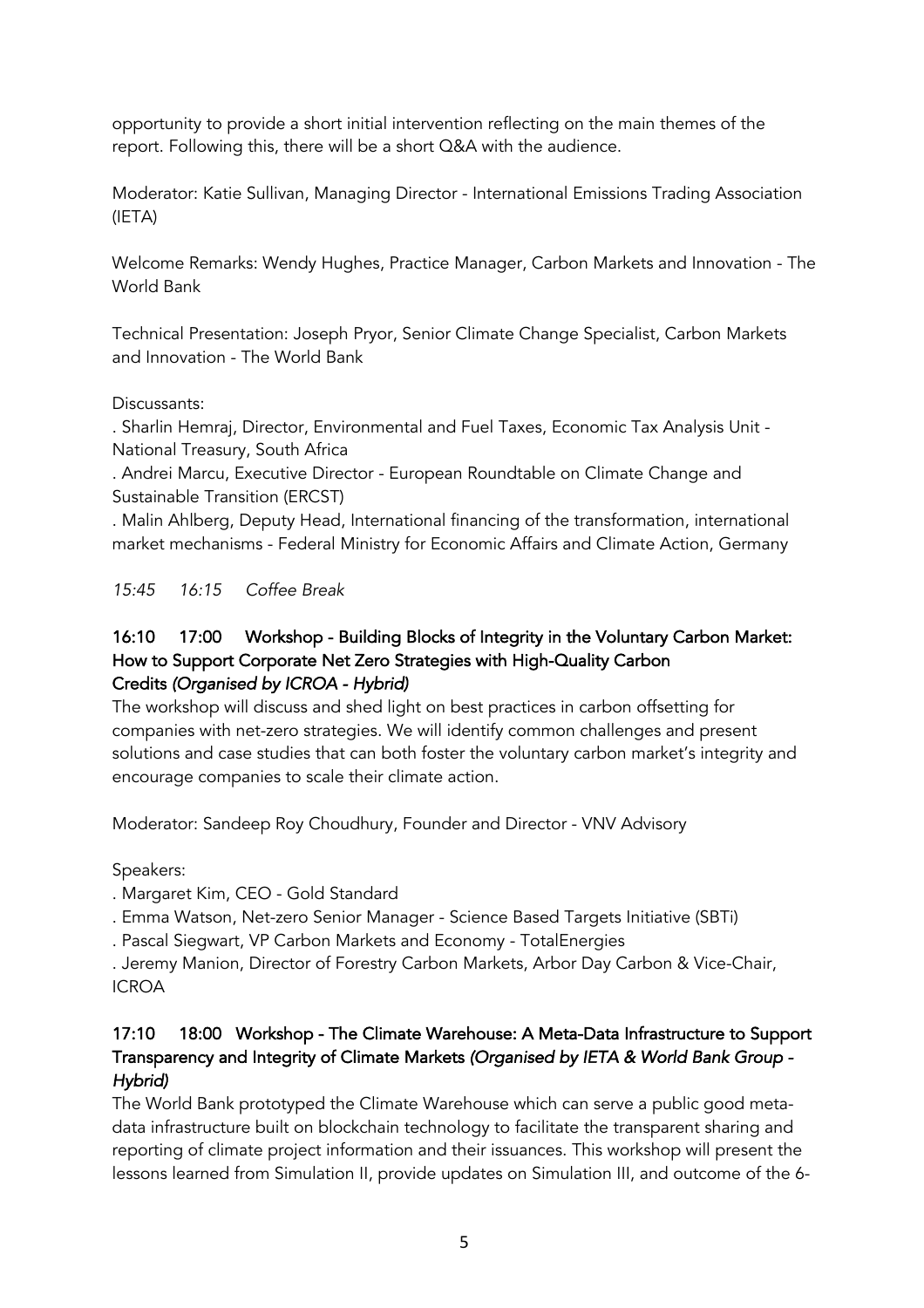opportunity to provide a short initial intervention reflecting on the main themes of the report. Following this, there will be a short Q&A with the audience.

Moderator: Katie Sullivan, Managing Director - International Emissions Trading Association (IETA)

Welcome Remarks: Wendy Hughes, Practice Manager, Carbon Markets and Innovation - The World Bank

Technical Presentation: Joseph Pryor, Senior Climate Change Specialist, Carbon Markets and Innovation - The World Bank

Discussants:

. Sharlin Hemraj, Director, Environmental and Fuel Taxes, Economic Tax Analysis Unit - National Treasury, South Africa

. Andrei Marcu, Executive Director - European Roundtable on Climate Change and Sustainable Transition (ERCST)

. Malin Ahlberg, Deputy Head, International financing of the transformation, international market mechanisms - Federal Ministry for Economic Affairs and Climate Action, Germany

*15:45 16:15 Coffee Break*

### 16:10 17:00 Workshop - Building Blocks of Integrity in the Voluntary Carbon Market: How to Support Corporate Net Zero Strategies with High-Quality Carbon Credits *(Organised by ICROA - Hybrid)*

The workshop will discuss and shed light on best practices in carbon offsetting for companies with net-zero strategies. We will identify common challenges and present solutions and case studies that can both foster the voluntary carbon market's integrity and encourage companies to scale their climate action.

Moderator: Sandeep Roy Choudhury, Founder and Director - VNV Advisory

Speakers:

. Margaret Kim, CEO - Gold Standard

. Emma Watson, Net-zero Senior Manager - Science Based Targets Initiative (SBTi)

. Pascal Siegwart, VP Carbon Markets and Economy - TotalEnergies

. Jeremy Manion, Director of Forestry Carbon Markets, Arbor Day Carbon & Vice-Chair, ICROA

### 17:10 18:00 Workshop - The Climate Warehouse: A Meta-Data Infrastructure to Support Transparency and Integrity of Climate Markets *(Organised by IETA & World Bank Group - Hybrid)*

The World Bank prototyped the Climate Warehouse which can serve a public good meta-data infrastructure built on blockchain technology to facilitate the transparent sharing and reporting of climate project information and their issuances. This workshop will present the lessons learned from Simulation II, provide updates on Simulation III, and outcome of the 6-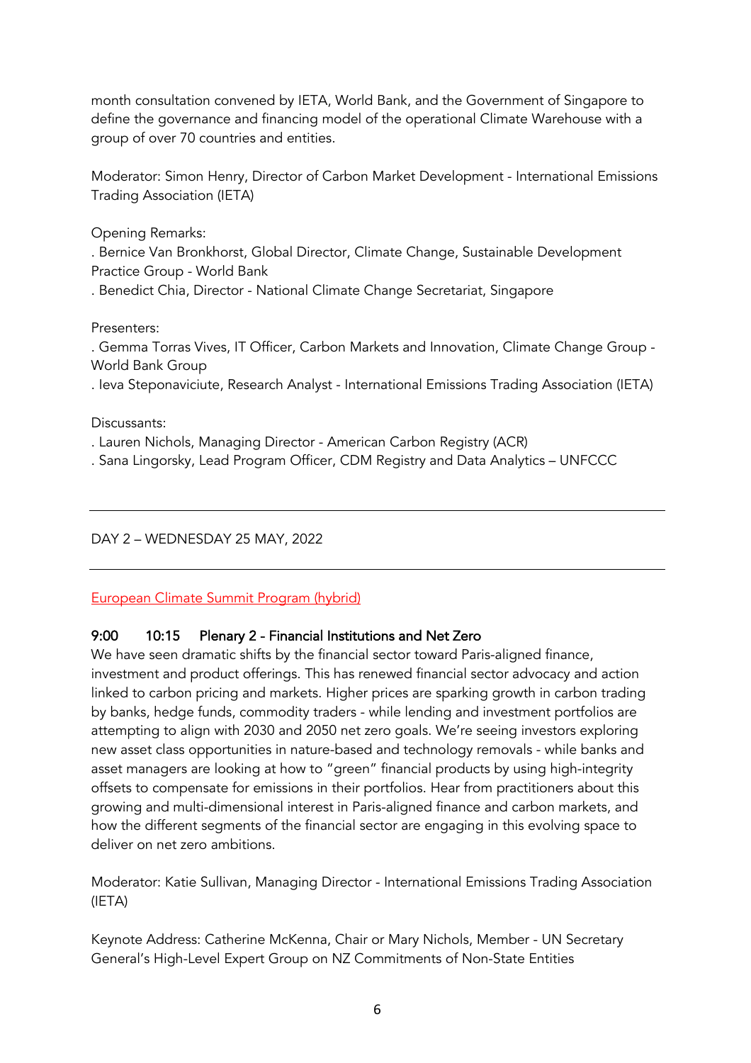month consultation convened by IETA, World Bank, and the Government of Singapore to define the governance and financing model of the operational Climate Warehouse with a group of over 70 countries and entities.

Moderator: Simon Henry, Director of Carbon Market Development - International Emissions Trading Association (IETA)

Opening Remarks:

. Bernice Van Bronkhorst, Global Director, Climate Change, Sustainable Development Practice Group - World Bank

. Benedict Chia, Director - National Climate Change Secretariat, Singapore

Presenters:

. Gemma Torras Vives, IT Officer, Carbon Markets and Innovation, Climate Change Group - World Bank Group

. Ieva Steponaviciute, Research Analyst - International Emissions Trading Association (IETA)

Discussants:

. Lauren Nichols, Managing Director - American Carbon Registry (ACR)

. Sana Lingorsky, Lead Program Officer, CDM Registry and Data Analytics – UNFCCC

---

DAY 2 – WEDNESDAY 25 MAY, 2022

---

European Climate Summit Program (hybrid)

**9:00 10:15 Plenary 2 - Financial Institutions and Net Zero**

We have seen dramatic shifts by the financial sector toward Paris-aligned finance, investment and product offerings. This has renewed financial sector advocacy and action linked to carbon pricing and markets. Higher prices are sparking growth in carbon trading by banks, hedge funds, commodity traders - while lending and investment portfolios are attempting to align with 2030 and 2050 net zero goals. We're seeing investors exploring new asset class opportunities in nature-based and technology removals - while banks and asset managers are looking at how to "green" financial products by using high-integrity offsets to compensate for emissions in their portfolios. Hear from practitioners about this growing and multi-dimensional interest in Paris-aligned finance and carbon markets, and how the different segments of the financial sector are engaging in this evolving space to deliver on net zero ambitions.

Moderator: Katie Sullivan, Managing Director - International Emissions Trading Association (IETA)

Keynote Address: Catherine McKenna, Chair or Mary Nichols, Member - UN Secretary General's High-Level Expert Group on NZ Commitments of Non-State Entities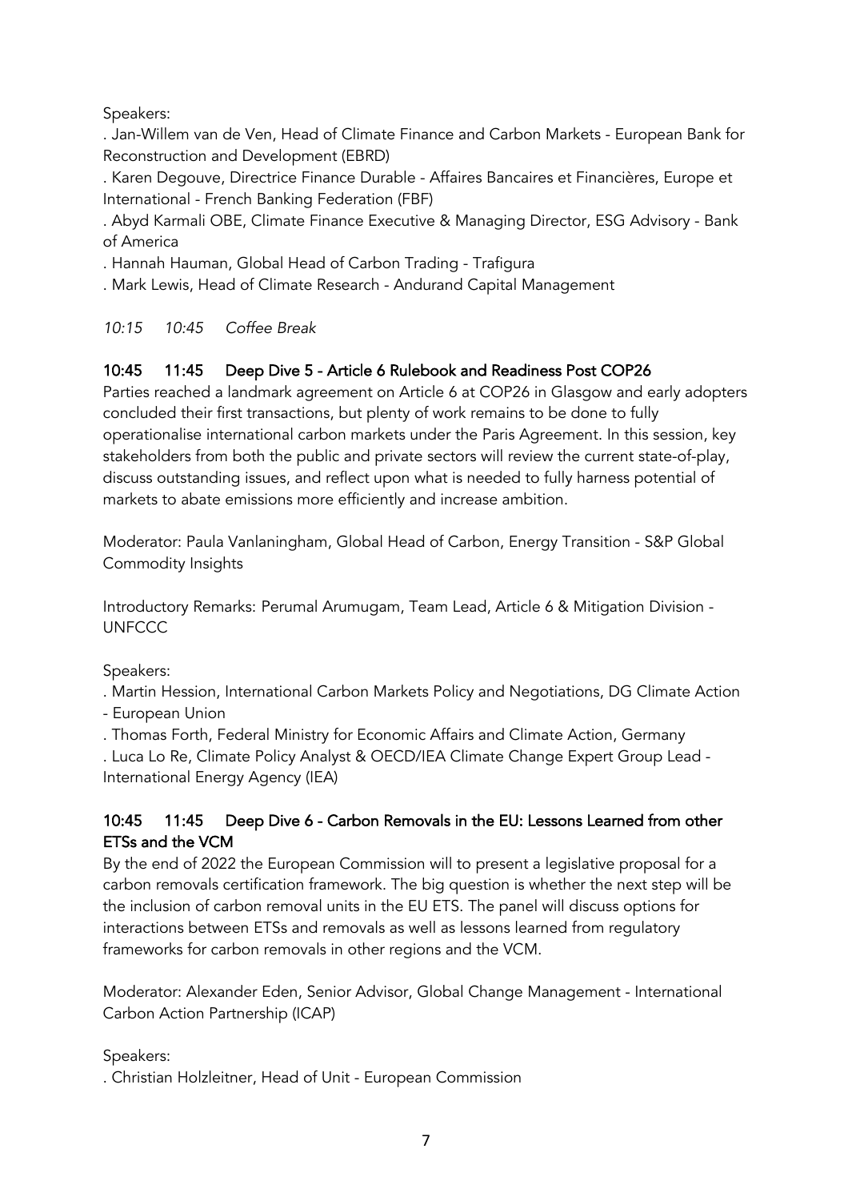Speakers:

. Jan-Willem van de Ven, Head of Climate Finance and Carbon Markets - European Bank for Reconstruction and Development (EBRD)

. Karen Degouve, Directrice Finance Durable - Affaires Bancaires et Financières, Europe et International - French Banking Federation (FBF)

. Abyd Karmali OBE, Climate Finance Executive & Managing Director, ESG Advisory - Bank of America

. Hannah Hauman, Global Head of Carbon Trading - Trafigura

. Mark Lewis, Head of Climate Research - Andurand Capital Management

*10:15 10:45 Coffee Break*

### 10:45 11:45 Deep Dive 5 - Article 6 Rulebook and Readiness Post COP26

Parties reached a landmark agreement on Article 6 at COP26 in Glasgow and early adopters concluded their first transactions, but plenty of work remains to be done to fully operationalise international carbon markets under the Paris Agreement. In this session, key stakeholders from both the public and private sectors will review the current state-of-play, discuss outstanding issues, and reflect upon what is needed to fully harness potential of markets to abate emissions more efficiently and increase ambition.

Moderator: Paula Vanlaningham, Global Head of Carbon, Energy Transition - S&P Global Commodity Insights

Introductory Remarks: Perumal Arumugam, Team Lead, Article 6 & Mitigation Division - UNFCCC

Speakers:

. Martin Hession, International Carbon Markets Policy and Negotiations, DG Climate Action - European Union

. Thomas Forth, Federal Ministry for Economic Affairs and Climate Action, Germany

. Luca Lo Re, Climate Policy Analyst & OECD/IEA Climate Change Expert Group Lead - International Energy Agency (IEA)

### 10:45 11:45 Deep Dive 6 - Carbon Removals in the EU: Lessons Learned from other ETSs and the VCM

By the end of 2022 the European Commission will to present a legislative proposal for a carbon removals certification framework. The big question is whether the next step will be the inclusion of carbon removal units in the EU ETS. The panel will discuss options for interactions between ETSs and removals as well as lessons learned from regulatory frameworks for carbon removals in other regions and the VCM.

Moderator: Alexander Eden, Senior Advisor, Global Change Management - International Carbon Action Partnership (ICAP)

Speakers:

. Christian Holzleitner, Head of Unit - European Commission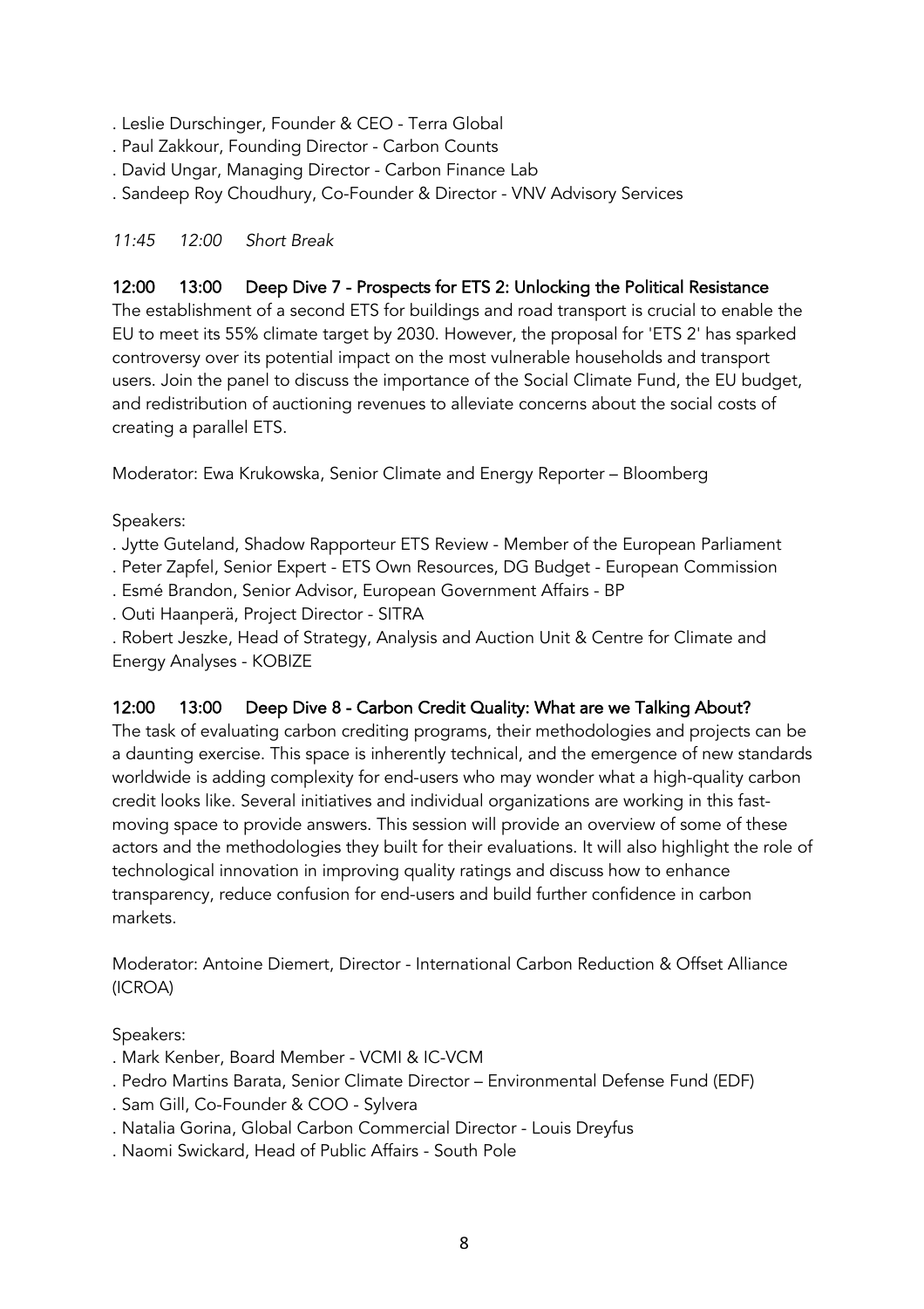. Leslie Durschinger, Founder & CEO - Terra Global
. Paul Zakkour, Founding Director - Carbon Counts
. David Ungar, Managing Director - Carbon Finance Lab
. Sandeep Roy Choudhury, Co-Founder & Director - VNV Advisory Services

*11:45 12:00 Short Break*

**12:00 13:00 Deep Dive 7 - Prospects for ETS 2: Unlocking the Political Resistance**

The establishment of a second ETS for buildings and road transport is crucial to enable the EU to meet its 55% climate target by 2030. However, the proposal for 'ETS 2' has sparked controversy over its potential impact on the most vulnerable households and transport users. Join the panel to discuss the importance of the Social Climate Fund, the EU budget, and redistribution of auctioning revenues to alleviate concerns about the social costs of creating a parallel ETS.

Moderator: Ewa Krukowska, Senior Climate and Energy Reporter – Bloomberg

Speakers:
. Jytte Guteland, Shadow Rapporteur ETS Review - Member of the European Parliament
. Peter Zapfel, Senior Expert - ETS Own Resources, DG Budget - European Commission
. Esmé Brandon, Senior Advisor, European Government Affairs - BP
. Outi Haanperä, Project Director - SITRA
. Robert Jeszke, Head of Strategy, Analysis and Auction Unit & Centre for Climate and Energy Analyses - KOBIZE

**12:00 13:00 Deep Dive 8 - Carbon Credit Quality: What are we Talking About?**

The task of evaluating carbon crediting programs, their methodologies and projects can be a daunting exercise. This space is inherently technical, and the emergence of new standards worldwide is adding complexity for end-users who may wonder what a high-quality carbon credit looks like. Several initiatives and individual organizations are working in this fast-moving space to provide answers. This session will provide an overview of some of these actors and the methodologies they built for their evaluations. It will also highlight the role of technological innovation in improving quality ratings and discuss how to enhance transparency, reduce confusion for end-users and build further confidence in carbon markets.

Moderator: Antoine Diemert, Director - International Carbon Reduction & Offset Alliance (ICROA)

Speakers:
. Mark Kenber, Board Member - VCMI & IC-VCM
. Pedro Martins Barata, Senior Climate Director – Environmental Defense Fund (EDF)
. Sam Gill, Co-Founder & COO - Sylvera
. Natalia Gorina, Global Carbon Commercial Director - Louis Dreyfus
. Naomi Swickard, Head of Public Affairs - South Pole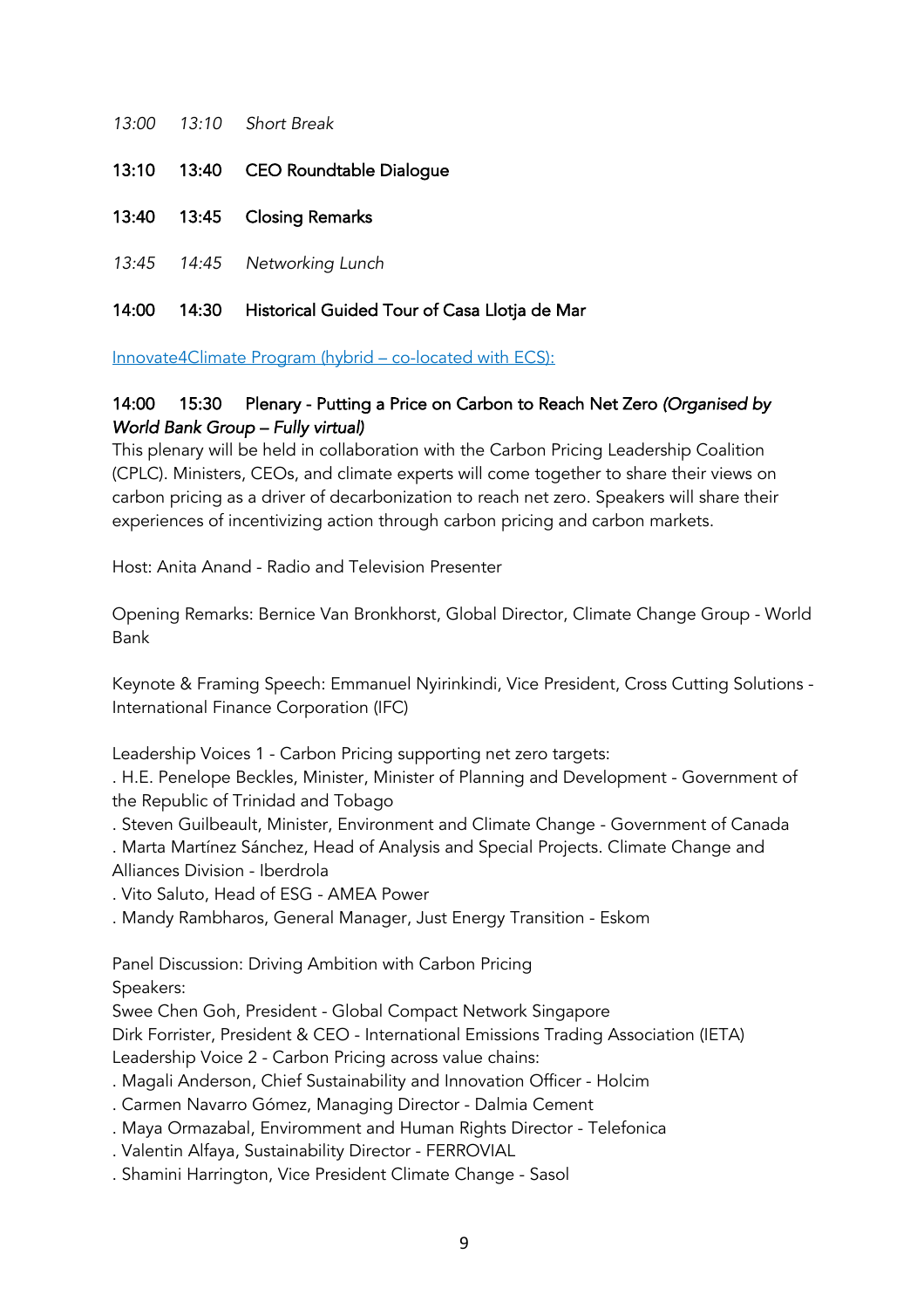*13:00 13:10 Short Break*

**13:10 13:40 CEO Roundtable Dialogue**

**13:40 13:45 Closing Remarks**

*13:45 14:45 Networking Lunch*

**14:00 14:30 Historical Guided Tour of Casa Llotja de Mar**

[Innovate4Climate Program (hybrid – co-located with ECS):]

**14:00 15:30 Plenary - Putting a Price on Carbon to Reach Net Zero** ***(Organised by World Bank Group – Fully virtual)***

This plenary will be held in collaboration with the Carbon Pricing Leadership Coalition (CPLC). Ministers, CEOs, and climate experts will come together to share their views on carbon pricing as a driver of decarbonization to reach net zero. Speakers will share their experiences of incentivizing action through carbon pricing and carbon markets.

Host: Anita Anand - Radio and Television Presenter

Opening Remarks: Bernice Van Bronkhorst, Global Director, Climate Change Group - World Bank

Keynote & Framing Speech: Emmanuel Nyirinkindi, Vice President, Cross Cutting Solutions - International Finance Corporation (IFC)

Leadership Voices 1 - Carbon Pricing supporting net zero targets:

. H.E. Penelope Beckles, Minister, Minister of Planning and Development - Government of the Republic of Trinidad and Tobago

. Steven Guilbeault, Minister, Environment and Climate Change - Government of Canada

. Marta Martínez Sánchez, Head of Analysis and Special Projects. Climate Change and Alliances Division - Iberdrola

. Vito Saluto, Head of ESG - AMEA Power

. Mandy Rambharos, General Manager, Just Energy Transition - Eskom

Panel Discussion: Driving Ambition with Carbon Pricing

Speakers:

Swee Chen Goh, President - Global Compact Network Singapore

Dirk Forrister, President & CEO - International Emissions Trading Association (IETA)

Leadership Voice 2 - Carbon Pricing across value chains:

. Magali Anderson, Chief Sustainability and Innovation Officer - Holcim

. Carmen Navarro Gómez, Managing Director - Dalmia Cement

. Maya Ormazabal, Enviromment and Human Rights Director - Telefonica

. Valentin Alfaya, Sustainability Director - FERROVIAL

. Shamini Harrington, Vice President Climate Change - Sasol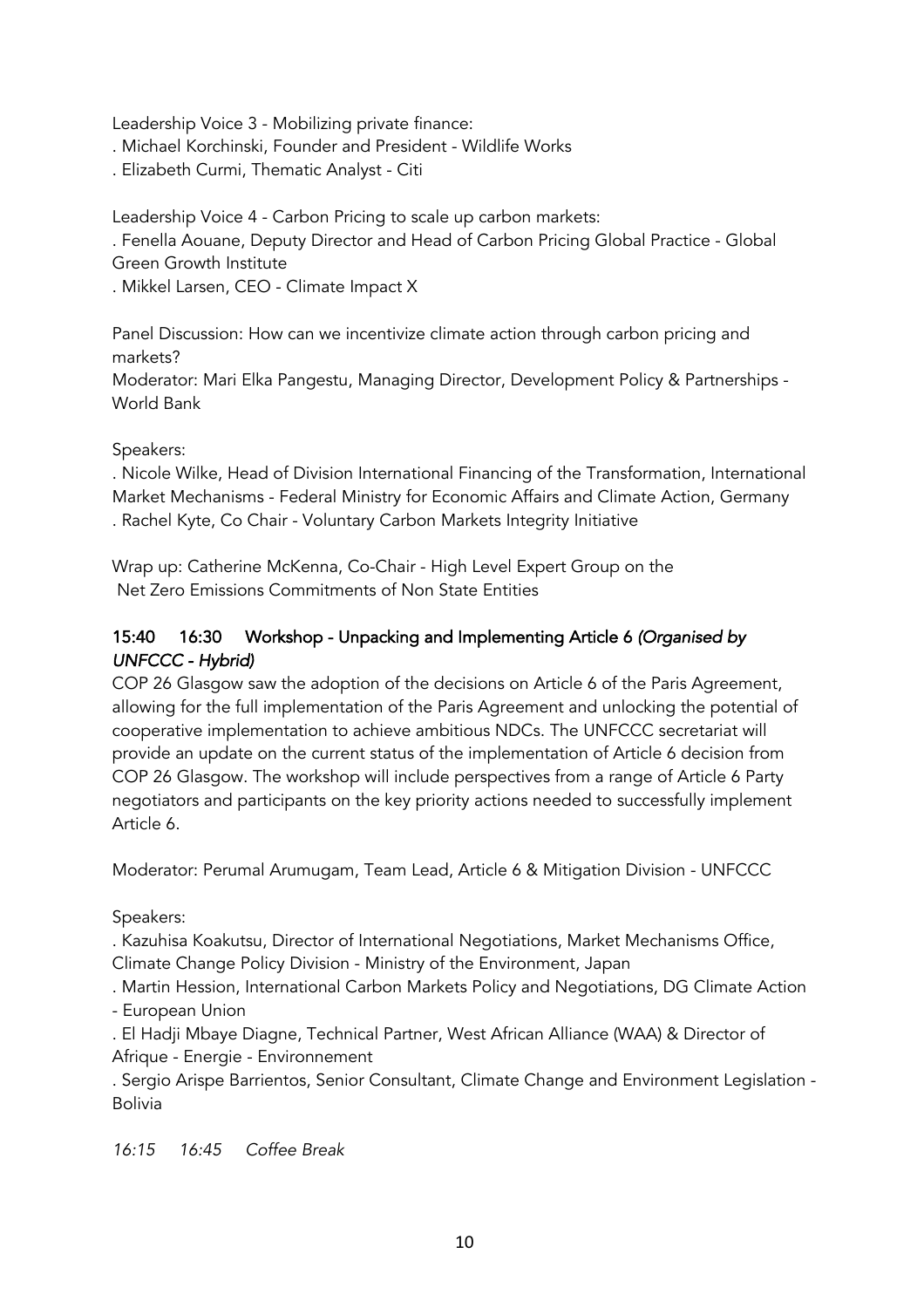Leadership Voice 3 - Mobilizing private finance:
. Michael Korchinski, Founder and President - Wildlife Works
. Elizabeth Curmi, Thematic Analyst - Citi

Leadership Voice 4 - Carbon Pricing to scale up carbon markets:
. Fenella Aouane, Deputy Director and Head of Carbon Pricing Global Practice - Global Green Growth Institute
. Mikkel Larsen, CEO - Climate Impact X

Panel Discussion: How can we incentivize climate action through carbon pricing and markets?
Moderator: Mari Elka Pangestu, Managing Director, Development Policy & Partnerships - World Bank

Speakers:
. Nicole Wilke, Head of Division International Financing of the Transformation, International Market Mechanisms - Federal Ministry for Economic Affairs and Climate Action, Germany
. Rachel Kyte, Co Chair - Voluntary Carbon Markets Integrity Initiative

Wrap up: Catherine McKenna, Co-Chair - High Level Expert Group on the Net Zero Emissions Commitments of Non State Entities

### 15:40 16:30 Workshop - Unpacking and Implementing Article 6 *(Organised by UNFCCC - Hybrid)*

COP 26 Glasgow saw the adoption of the decisions on Article 6 of the Paris Agreement, allowing for the full implementation of the Paris Agreement and unlocking the potential of cooperative implementation to achieve ambitious NDCs. The UNFCCC secretariat will provide an update on the current status of the implementation of Article 6 decision from COP 26 Glasgow. The workshop will include perspectives from a range of Article 6 Party negotiators and participants on the key priority actions needed to successfully implement Article 6.

Moderator: Perumal Arumugam, Team Lead, Article 6 & Mitigation Division - UNFCCC

Speakers:
. Kazuhisa Koakutsu, Director of International Negotiations, Market Mechanisms Office, Climate Change Policy Division - Ministry of the Environment, Japan
. Martin Hession, International Carbon Markets Policy and Negotiations, DG Climate Action - European Union
. El Hadji Mbaye Diagne, Technical Partner, West African Alliance (WAA) & Director of Afrique - Energie - Environnement
. Sergio Arispe Barrientos, Senior Consultant, Climate Change and Environment Legislation - Bolivia

*16:15 16:45 Coffee Break*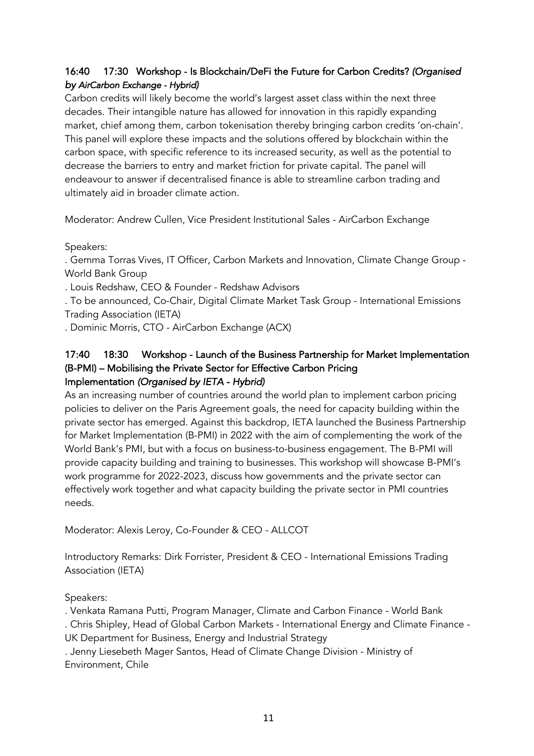### 16:40 17:30 Workshop - Is Blockchain/DeFi the Future for Carbon Credits? *(Organised by AirCarbon Exchange - Hybrid)*

Carbon credits will likely become the world's largest asset class within the next three decades. Their intangible nature has allowed for innovation in this rapidly expanding market, chief among them, carbon tokenisation thereby bringing carbon credits 'on-chain'. This panel will explore these impacts and the solutions offered by blockchain within the carbon space, with specific reference to its increased security, as well as the potential to decrease the barriers to entry and market friction for private capital. The panel will endeavour to answer if decentralised finance is able to streamline carbon trading and ultimately aid in broader climate action.

Moderator: Andrew Cullen, Vice President Institutional Sales - AirCarbon Exchange

Speakers:

. Gemma Torras Vives, IT Officer, Carbon Markets and Innovation, Climate Change Group - World Bank Group

. Louis Redshaw, CEO & Founder - Redshaw Advisors

. To be announced, Co-Chair, Digital Climate Market Task Group - International Emissions Trading Association (IETA)

. Dominic Morris, CTO - AirCarbon Exchange (ACX)

### 17:40 18:30 Workshop - Launch of the Business Partnership for Market Implementation (B-PMI) – Mobilising the Private Sector for Effective Carbon Pricing Implementation *(Organised by IETA - Hybrid)*

As an increasing number of countries around the world plan to implement carbon pricing policies to deliver on the Paris Agreement goals, the need for capacity building within the private sector has emerged. Against this backdrop, IETA launched the Business Partnership for Market Implementation (B-PMI) in 2022 with the aim of complementing the work of the World Bank's PMI, but with a focus on business-to-business engagement. The B-PMI will provide capacity building and training to businesses. This workshop will showcase B-PMI's work programme for 2022-2023, discuss how governments and the private sector can effectively work together and what capacity building the private sector in PMI countries needs.

Moderator: Alexis Leroy, Co-Founder & CEO - ALLCOT

Introductory Remarks: Dirk Forrister, President & CEO - International Emissions Trading Association (IETA)

Speakers:

. Venkata Ramana Putti, Program Manager, Climate and Carbon Finance - World Bank

. Chris Shipley, Head of Global Carbon Markets - International Energy and Climate Finance - UK Department for Business, Energy and Industrial Strategy

. Jenny Liesebeth Mager Santos, Head of Climate Change Division - Ministry of Environment, Chile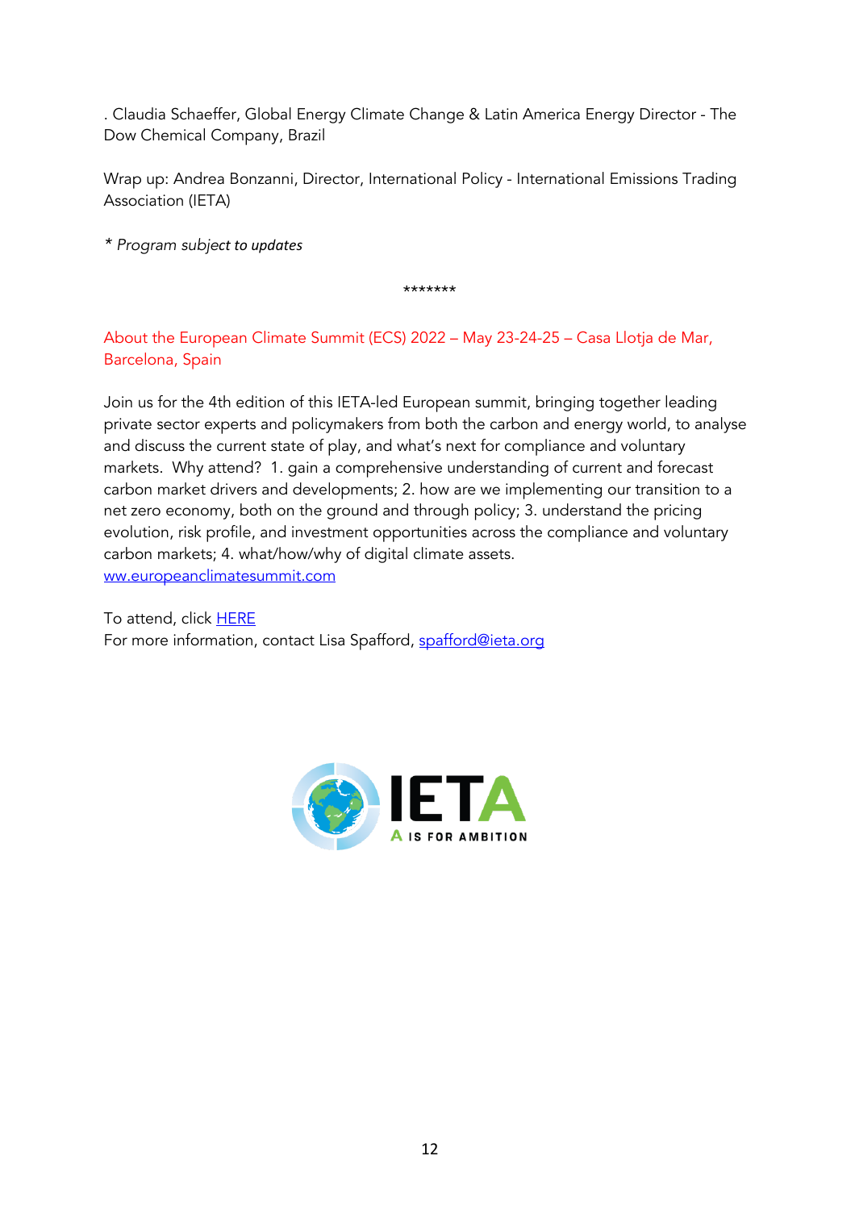. Claudia Schaeffer, Global Energy Climate Change & Latin America Energy Director - The Dow Chemical Company, Brazil

Wrap up: Andrea Bonzanni, Director, International Policy - International Emissions Trading Association (IETA)

*\* Program subject to updates*

\*\*\*\*\*\*\*

About the European Climate Summit (ECS) 2022 – May 23-24-25 – Casa Llotja de Mar, Barcelona, Spain

Join us for the 4th edition of this IETA-led European summit, bringing together leading private sector experts and policymakers from both the carbon and energy world, to analyse and discuss the current state of play, and what's next for compliance and voluntary markets. Why attend? 1. gain a comprehensive understanding of current and forecast carbon market drivers and developments; 2. how are we implementing our transition to a net zero economy, both on the ground and through policy; 3. understand the pricing evolution, risk profile, and investment opportunities across the compliance and voluntary carbon markets; 4. what/how/why of digital climate assets.
[ww.europeanclimatesummit.com](ww.europeanclimatesummit.com)

To attend, click HERE
For more information, contact Lisa Spafford, spafford@ieta.org

IETA
A IS FOR AMBITION